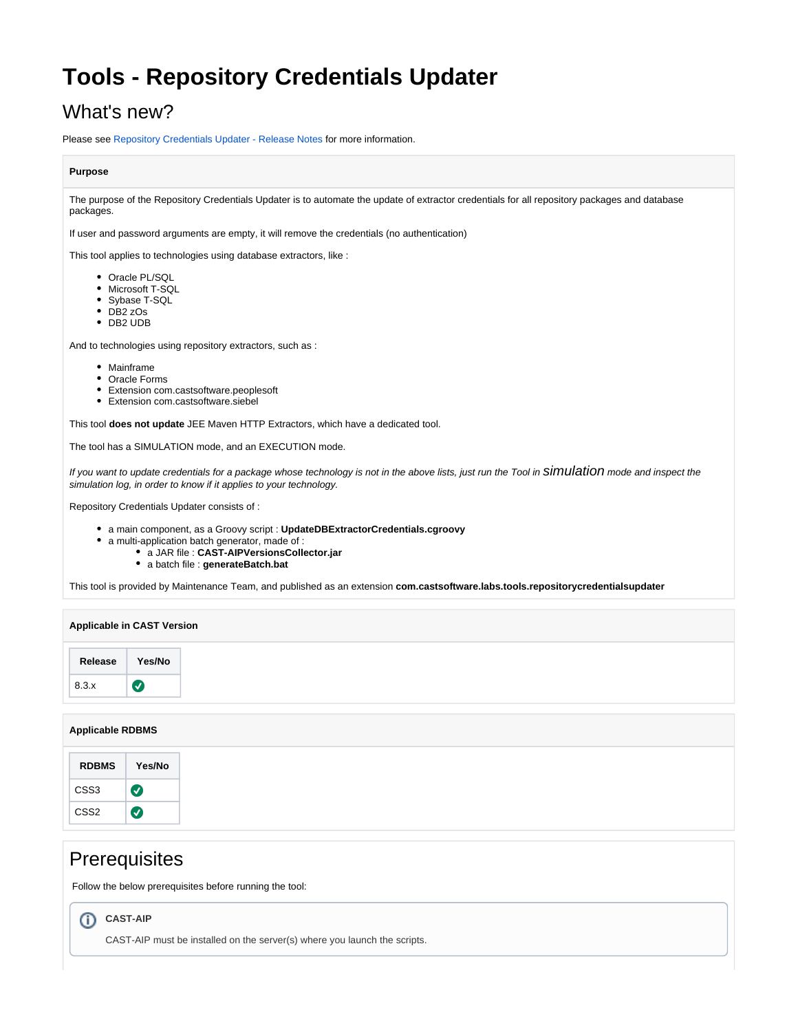# Tools - Repository Credentials Updater

## What's new?

Please see Repository Credentials Updater - Release Notes for more information.

**Purpose**

The purpose of the Repository Credentials Updater is to automate the update of extractor credentials for all repository packages and database packages.

If user and password arguments are empty, it will remove the credentials (no authentication)

This tool applies to technologies using database extractors, like :

- Oracle PL/SQL
- Microsoft T-SQL
- Sybase T-SQL
- DB2 zOs
- DB2 UDB

And to technologies using repository extractors, such as :

- Mainframe
- Oracle Forms
- Extension com.castsoftware.peoplesoft
- Extension com.castsoftware.siebel

This tool **does not update** JEE Maven HTTP Extractors, which have a dedicated tool.

The tool has a SIMULATION mode, and an EXECUTION mode.

*If you want to update credentials for a package whose technology is not in the above lists, just run the Tool in simulation mode and inspect the simulation log, in order to know if it applies to your technology.*

Repository Credentials Updater consists of :

- a main component, as a Groovy script : **UpdateDBExtractorCredentials.cgroovy**
- a multi-application batch generator, made of :
  - a JAR file : **CAST-AIPVersionsCollector.jar**
  - a batch file : **generateBatch.bat**

This tool is provided by Maintenance Team, and published as an extension **com.castsoftware.labs.tools.repositorycredentialsupdater**

**Applicable in CAST Version**

| Release | Yes/No |
| --- | --- |
| 8.3.x | ✅ |

**Applicable RDBMS**

| RDBMS | Yes/No |
| --- | --- |
| CSS3 | ✅ |
| CSS2 | ✅ |

## Prerequisites

Follow the below prerequisites before running the tool:

**CAST-AIP**

CAST-AIP must be installed on the server(s) where you launch the scripts.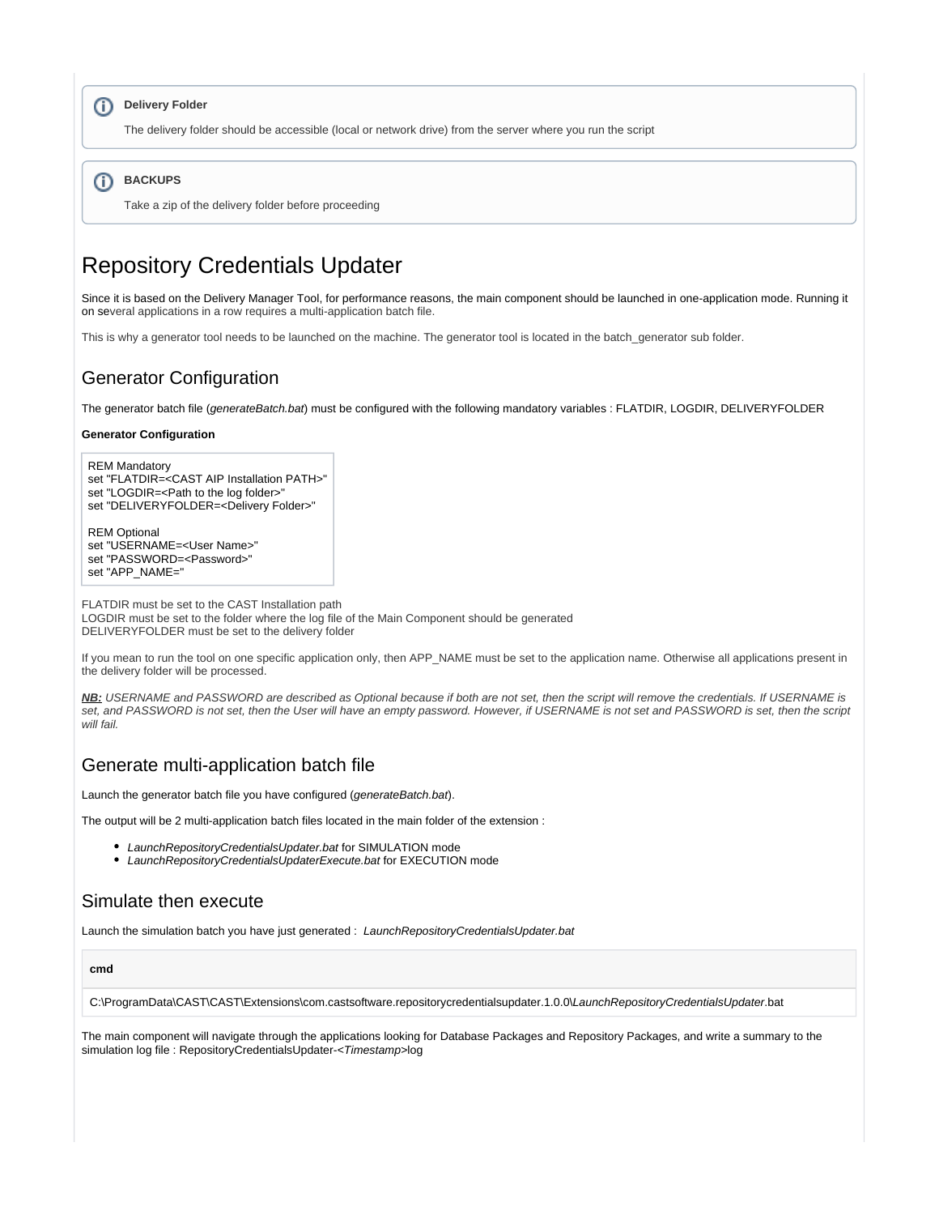> **Delivery Folder**
>
> The delivery folder should be accessible (local or network drive) from the server where you run the script

> **BACKUPS**
>
> Take a zip of the delivery folder before proceeding

# Repository Credentials Updater

Since it is based on the Delivery Manager Tool, for performance reasons, the main component should be launched in one-application mode. Running it on several applications in a row requires a multi-application batch file.

This is why a generator tool needs to be launched on the machine. The generator tool is located in the batch_generator sub folder.

## Generator Configuration

The generator batch file (*generateBatch.bat*) must be configured with the following mandatory variables : FLATDIR, LOGDIR, DELIVERYFOLDER

**Generator Configuration**

```
REM Mandatory
set "FLATDIR=<CAST AIP Installation PATH>"
set "LOGDIR=<Path to the log folder>"
set "DELIVERYFOLDER=<Delivery Folder>"

REM Optional
set "USERNAME=<User Name>"
set "PASSWORD=<Password>"
set "APP_NAME="
```

FLATDIR must be set to the CAST Installation path
LOGDIR must be set to the folder where the log file of the Main Component should be generated
DELIVERYFOLDER must be set to the delivery folder

If you mean to run the tool on one specific application only, then APP_NAME must be set to the application name. Otherwise all applications present in the delivery folder will be processed.

***NB:*** *USERNAME and PASSWORD are described as Optional because if both are not set, then the script will remove the credentials. If USERNAME is set, and PASSWORD is not set, then the User will have an empty password. However, if USERNAME is not set and PASSWORD is set, then the script will fail.*

## Generate multi-application batch file

Launch the generator batch file you have configured (*generateBatch.bat*).

The output will be 2 multi-application batch files located in the main folder of the extension :

- *LaunchRepositoryCredentialsUpdater.bat* for SIMULATION mode
- *LaunchRepositoryCredentialsUpdaterExecute.bat* for EXECUTION mode

## Simulate then execute

Launch the simulation batch you have just generated : *LaunchRepositoryCredentialsUpdater.bat*

**cmd**

```
C:\ProgramData\CAST\CAST\Extensions\com.castsoftware.repositorycredentialsupdater.1.0.0\LaunchRepositoryCredentialsUpdater.bat
```

The main component will navigate through the applications looking for Database Packages and Repository Packages, and write a summary to the simulation log file : RepositoryCredentialsUpdater-<*Timestamp*>log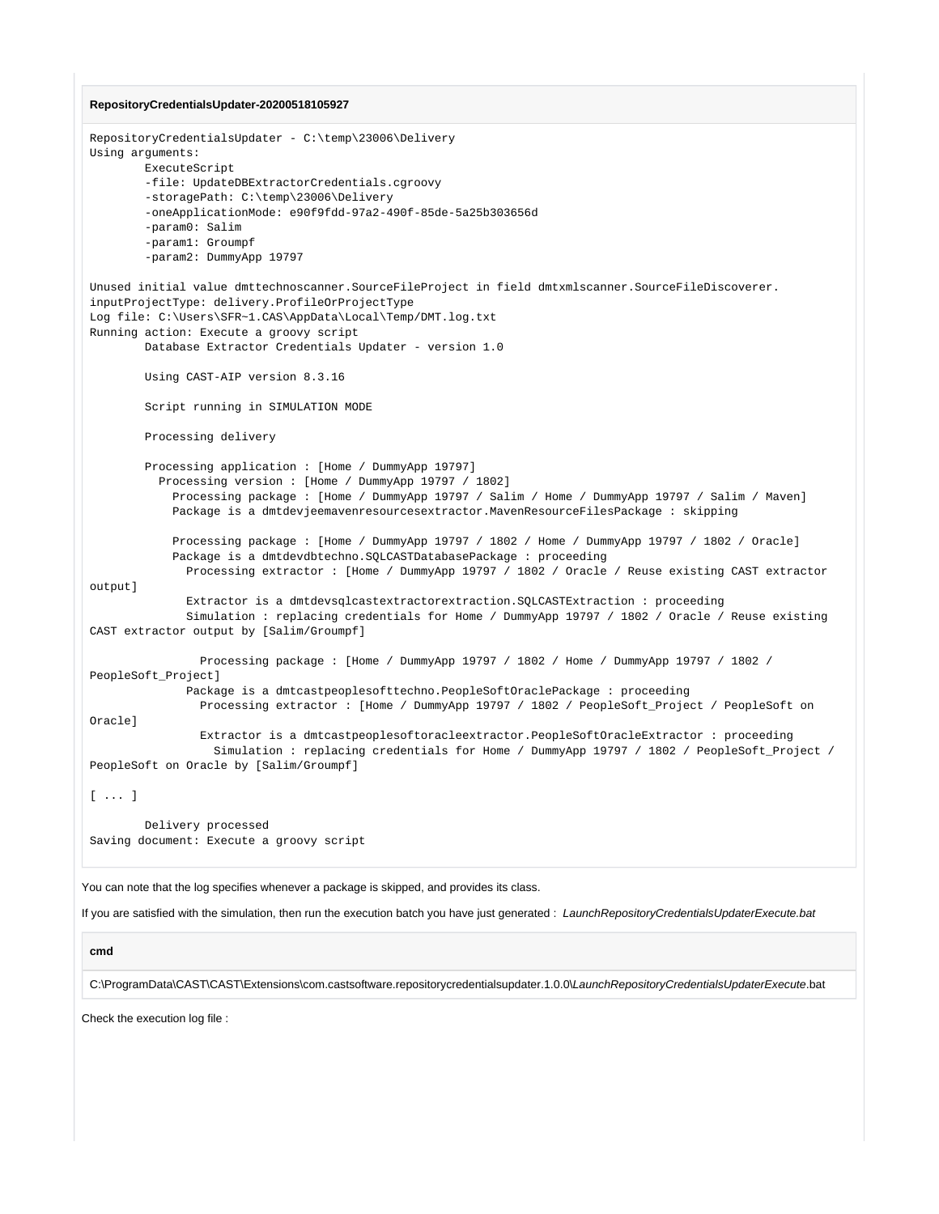**RepositoryCredentialsUpdater-20200518105927**

```
RepositoryCredentialsUpdater - C:\temp\23006\Delivery
Using arguments:
        ExecuteScript
        -file: UpdateDBExtractorCredentials.cgroovy
        -storagePath: C:\temp\23006\Delivery
        -oneApplicationMode: e90f9fdd-97a2-490f-85de-5a25b303656d
        -param0: Salim
        -param1: Groumpf
        -param2: DummyApp 19797

Unused initial value dmttechnoscanner.SourceFileProject in field dmtxmlscanner.SourceFileDiscoverer.
inputProjectType: delivery.ProfileOrProjectType
Log file: C:\Users\SFR~1.CAS\AppData\Local\Temp/DMT.log.txt
Running action: Execute a groovy script
        Database Extractor Credentials Updater - version 1.0

        Using CAST-AIP version 8.3.16

        Script running in SIMULATION MODE

        Processing delivery

        Processing application : [Home / DummyApp 19797]
          Processing version : [Home / DummyApp 19797 / 1802]
            Processing package : [Home / DummyApp 19797 / Salim / Home / DummyApp 19797 / Salim / Maven]
            Package is a dmtdevjeemavenresourcesextractor.MavenResourceFilesPackage : skipping

            Processing package : [Home / DummyApp 19797 / 1802 / Home / DummyApp 19797 / 1802 / Oracle]
            Package is a dmtdevdbtechno.SQLCASTDatabasePackage : proceeding
              Processing extractor : [Home / DummyApp 19797 / 1802 / Oracle / Reuse existing CAST extractor
output]
              Extractor is a dmtdevsqlcastextractorextraction.SQLCASTExtraction : proceeding
              Simulation : replacing credentials for Home / DummyApp 19797 / 1802 / Oracle / Reuse existing
CAST extractor output by [Salim/Groumpf]

                Processing package : [Home / DummyApp 19797 / 1802 / Home / DummyApp 19797 / 1802 /
PeopleSoft_Project]
              Package is a dmtcastpeoplesofttechno.PeopleSoftOraclePackage : proceeding
                Processing extractor : [Home / DummyApp 19797 / 1802 / PeopleSoft_Project / PeopleSoft on
Oracle]
                Extractor is a dmtcastpeoplesoftoracleextractor.PeopleSoftOracleExtractor : proceeding
                  Simulation : replacing credentials for Home / DummyApp 19797 / 1802 / PeopleSoft_Project /
PeopleSoft on Oracle by [Salim/Groumpf]

[ ... ]

        Delivery processed
Saving document: Execute a groovy script
```

You can note that the log specifies whenever a package is skipped, and provides its class.

If you are satisfied with the simulation, then run the execution batch you have just generated : *LaunchRepositoryCredentialsUpdaterExecute.bat*

**cmd**

```
C:\ProgramData\CAST\CAST\Extensions\com.castsoftware.repositorycredentialsupdater.1.0.0\LaunchRepositoryCredentialsUpdaterExecute.bat
```

Check the execution log file :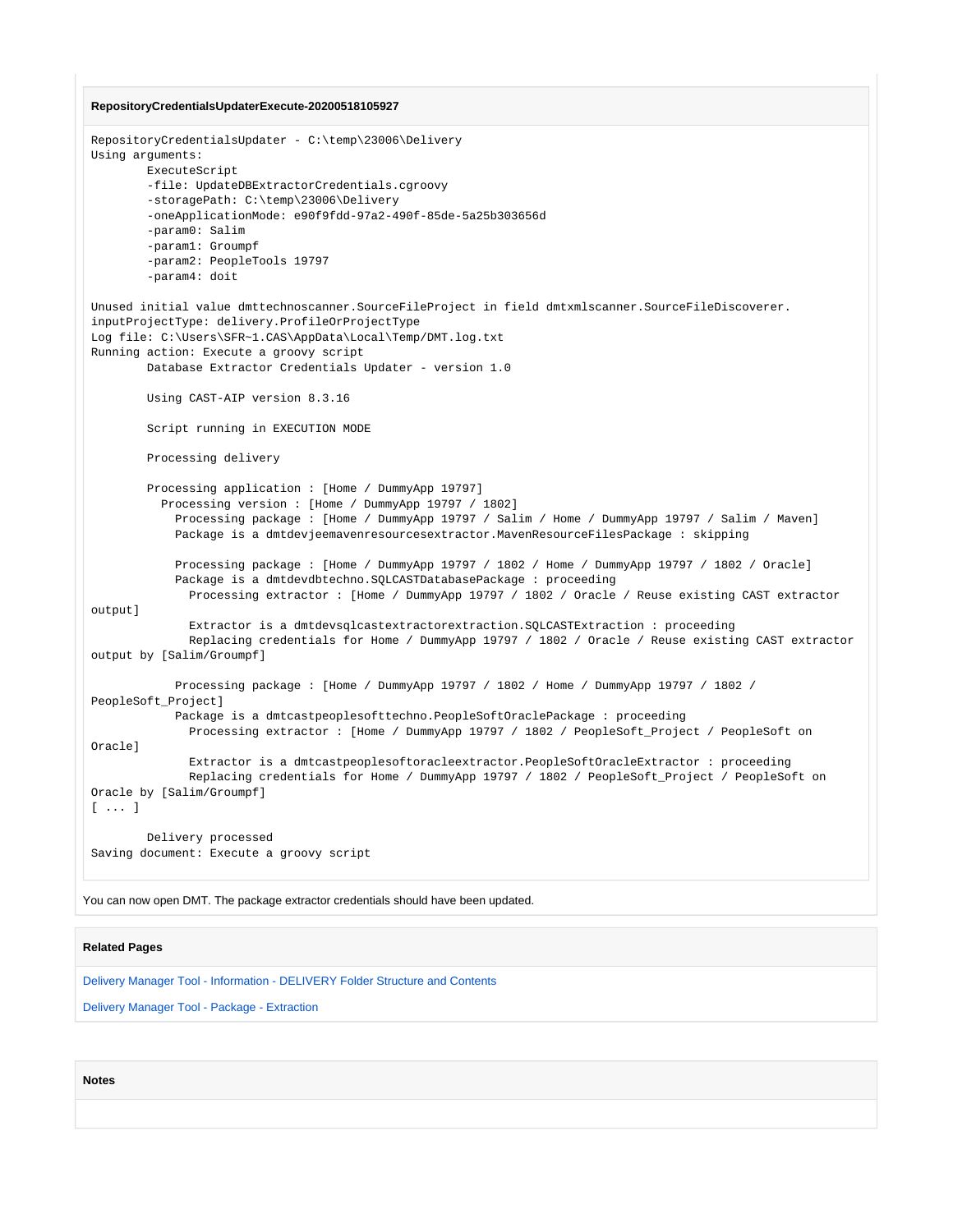**RepositoryCredentialsUpdaterExecute-20200518105927**

```
RepositoryCredentialsUpdater - C:\temp\23006\Delivery
Using arguments:
        ExecuteScript
        -file: UpdateDBExtractorCredentials.cgroovy
        -storagePath: C:\temp\23006\Delivery
        -oneApplicationMode: e90f9fdd-97a2-490f-85de-5a25b303656d
        -param0: Salim
        -param1: Groumpf
        -param2: PeopleTools 19797
        -param4: doit

Unused initial value dmttechnoscanner.SourceFileProject in field dmtxmlscanner.SourceFileDiscoverer.
inputProjectType: delivery.ProfileOrProjectType
Log file: C:\Users\SFR~1.CAS\AppData\Local\Temp/DMT.log.txt
Running action: Execute a groovy script
        Database Extractor Credentials Updater - version 1.0

        Using CAST-AIP version 8.3.16

        Script running in EXECUTION MODE

        Processing delivery

        Processing application : [Home / DummyApp 19797]
          Processing version : [Home / DummyApp 19797 / 1802]
            Processing package : [Home / DummyApp 19797 / Salim / Home / DummyApp 19797 / Salim / Maven]
            Package is a dmtdevjeemavenresourcesextractor.MavenResourceFilesPackage : skipping

            Processing package : [Home / DummyApp 19797 / 1802 / Home / DummyApp 19797 / 1802 / Oracle]
            Package is a dmtdevdbtechno.SQLCASTDatabasePackage : proceeding
              Processing extractor : [Home / DummyApp 19797 / 1802 / Oracle / Reuse existing CAST extractor
output]
              Extractor is a dmtdevsqlcastextractorextraction.SQLCASTExtraction : proceeding
              Replacing credentials for Home / DummyApp 19797 / 1802 / Oracle / Reuse existing CAST extractor
output by [Salim/Groumpf]

            Processing package : [Home / DummyApp 19797 / 1802 / Home / DummyApp 19797 / 1802 /
PeopleSoft_Project]
            Package is a dmtcastpeoplesofttechno.PeopleSoftOraclePackage : proceeding
              Processing extractor : [Home / DummyApp 19797 / 1802 / PeopleSoft_Project / PeopleSoft on
Oracle]
              Extractor is a dmtcastpeoplesoftoracleextractor.PeopleSoftOracleExtractor : proceeding
              Replacing credentials for Home / DummyApp 19797 / 1802 / PeopleSoft_Project / PeopleSoft on
Oracle by [Salim/Groumpf]
[ ... ]

        Delivery processed
Saving document: Execute a groovy script
```

You can now open DMT. The package extractor credentials should have been updated.

**Related Pages**

Delivery Manager Tool - Information - DELIVERY Folder Structure and Contents

Delivery Manager Tool - Package - Extraction

**Notes**